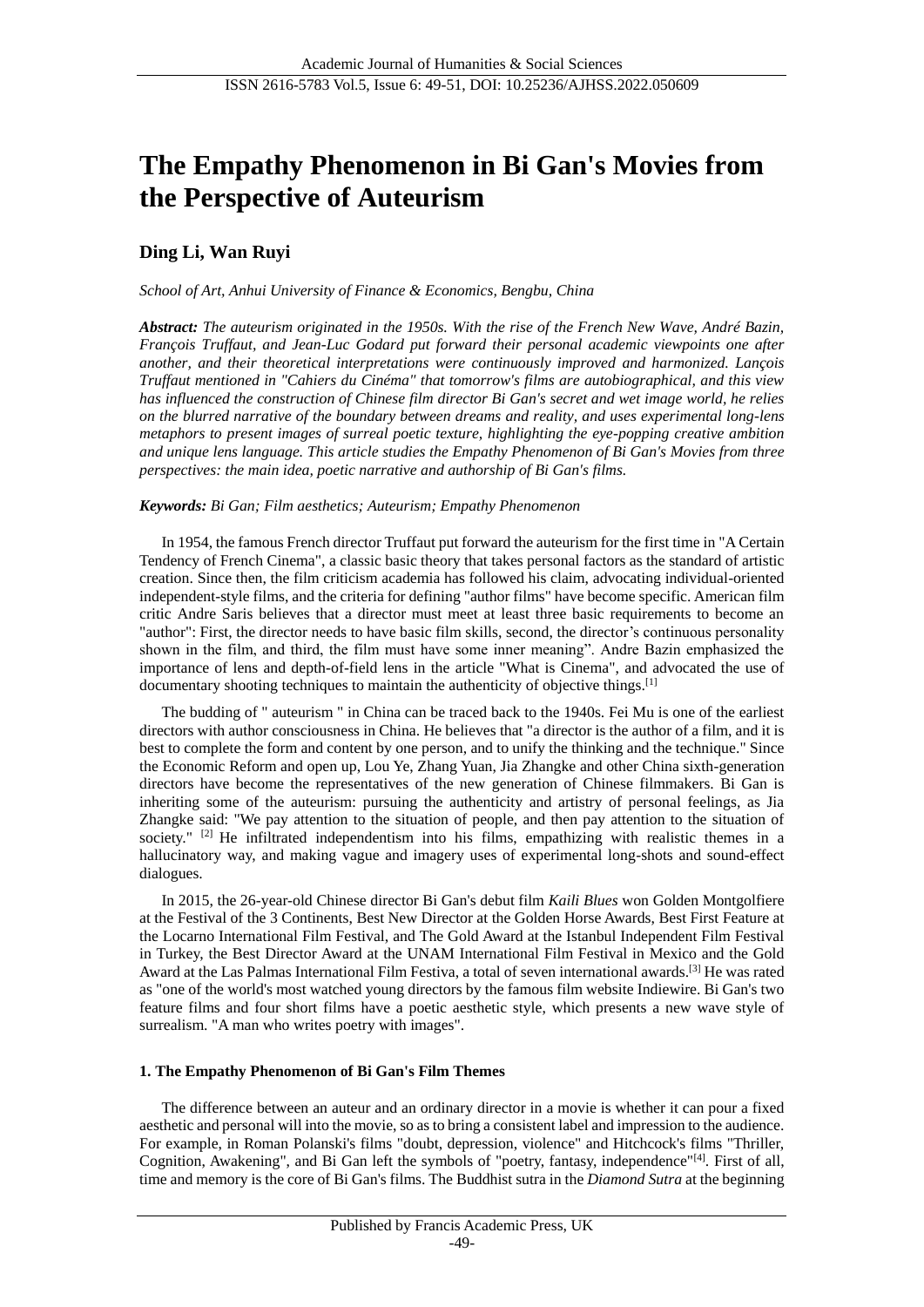# The Empathy Phenomenon in Bi Gan's Movies from the Perspective of Auteurism

## Ding Li, Wan Ruyi

*School of Art, Anhui University of Finance & Economics, Bengbu, China*

***Abstract:*** *The auteurism originated in the 1950s. With the rise of the French New Wave, André Bazin, François Truffaut, and Jean-Luc Godard put forward their personal academic viewpoints one after another, and their theoretical interpretations were continuously improved and harmonized. Lançois Truffaut mentioned in "Cahiers du Cinéma" that tomorrow's films are autobiographical, and this view has influenced the construction of Chinese film director Bi Gan's secret and wet image world, he relies on the blurred narrative of the boundary between dreams and reality, and uses experimental long-lens metaphors to present images of surreal poetic texture, highlighting the eye-popping creative ambition and unique lens language. This article studies the Empathy Phenomenon of Bi Gan's Movies from three perspectives: the main idea, poetic narrative and authorship of Bi Gan's films.*

***Keywords:*** *Bi Gan; Film aesthetics; Auteurism; Empathy Phenomenon*

In 1954, the famous French director Truffaut put forward the auteurism for the first time in "A Certain Tendency of French Cinema", a classic basic theory that takes personal factors as the standard of artistic creation. Since then, the film criticism academia has followed his claim, advocating individual-oriented independent-style films, and the criteria for defining "author films" have become specific. American film critic Andre Saris believes that a director must meet at least three basic requirements to become an "author": First, the director needs to have basic film skills, second, the director's continuous personality shown in the film, and third, the film must have some inner meaning". Andre Bazin emphasized the importance of lens and depth-of-field lens in the article "What is Cinema", and advocated the use of documentary shooting techniques to maintain the authenticity of objective things.[1]

The budding of " auteurism " in China can be traced back to the 1940s. Fei Mu is one of the earliest directors with author consciousness in China. He believes that "a director is the author of a film, and it is best to complete the form and content by one person, and to unify the thinking and the technique." Since the Economic Reform and open up, Lou Ye, Zhang Yuan, Jia Zhangke and other China sixth-generation directors have become the representatives of the new generation of Chinese filmmakers. Bi Gan is inheriting some of the auteurism: pursuing the authenticity and artistry of personal feelings, as Jia Zhangke said: "We pay attention to the situation of people, and then pay attention to the situation of society." [2] He infiltrated independentism into his films, empathizing with realistic themes in a hallucinatory way, and making vague and imagery uses of experimental long-shots and sound-effect dialogues.

In 2015, the 26-year-old Chinese director Bi Gan's debut film *Kaili Blues* won Golden Montgolfiere at the Festival of the 3 Continents, Best New Director at the Golden Horse Awards, Best First Feature at the Locarno International Film Festival, and The Gold Award at the Istanbul Independent Film Festival in Turkey, the Best Director Award at the UNAM International Film Festival in Mexico and the Gold Award at the Las Palmas International Film Festiva, a total of seven international awards.[3] He was rated as "one of the world's most watched young directors by the famous film website Indiewire. Bi Gan's two feature films and four short films have a poetic aesthetic style, which presents a new wave style of surrealism. "A man who writes poetry with images".

### 1. The Empathy Phenomenon of Bi Gan's Film Themes

The difference between an auteur and an ordinary director in a movie is whether it can pour a fixed aesthetic and personal will into the movie, so as to bring a consistent label and impression to the audience. For example, in Roman Polanski's films "doubt, depression, violence" and Hitchcock's films "Thriller, Cognition, Awakening", and Bi Gan left the symbols of "poetry, fantasy, independence"[4]. First of all, time and memory is the core of Bi Gan's films. The Buddhist sutra in the *Diamond Sutra* at the beginning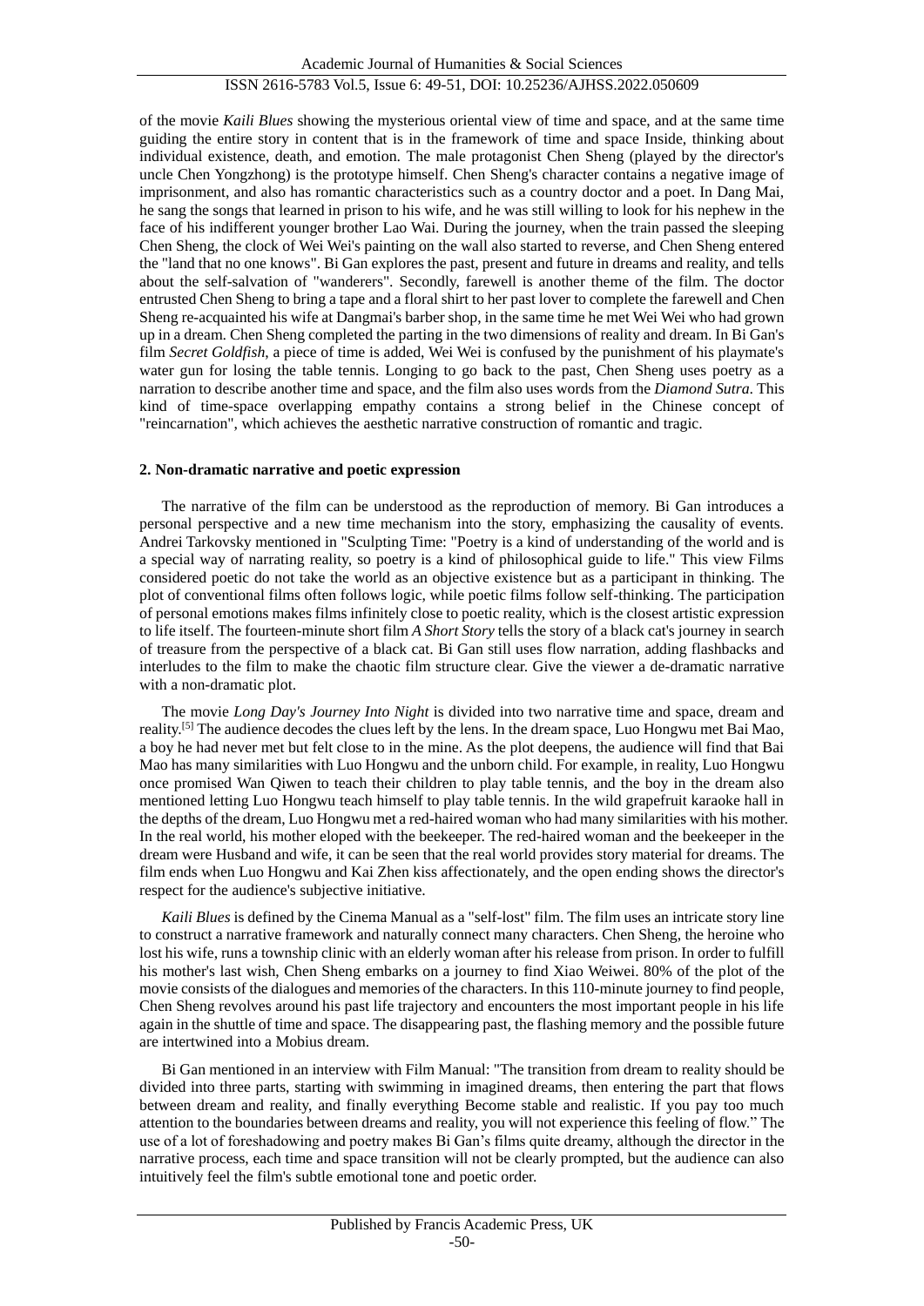of the movie *Kaili Blues* showing the mysterious oriental view of time and space, and at the same time guiding the entire story in content that is in the framework of time and space Inside, thinking about individual existence, death, and emotion. The male protagonist Chen Sheng (played by the director's uncle Chen Yongzhong) is the prototype himself. Chen Sheng's character contains a negative image of imprisonment, and also has romantic characteristics such as a country doctor and a poet. In Dang Mai, he sang the songs that learned in prison to his wife, and he was still willing to look for his nephew in the face of his indifferent younger brother Lao Wai. During the journey, when the train passed the sleeping Chen Sheng, the clock of Wei Wei's painting on the wall also started to reverse, and Chen Sheng entered the "land that no one knows". Bi Gan explores the past, present and future in dreams and reality, and tells about the self-salvation of "wanderers". Secondly, farewell is another theme of the film. The doctor entrusted Chen Sheng to bring a tape and a floral shirt to her past lover to complete the farewell and Chen Sheng re-acquainted his wife at Dangmai's barber shop, in the same time he met Wei Wei who had grown up in a dream. Chen Sheng completed the parting in the two dimensions of reality and dream. In Bi Gan's film *Secret Goldfish*, a piece of time is added, Wei Wei is confused by the punishment of his playmate's water gun for losing the table tennis. Longing to go back to the past, Chen Sheng uses poetry as a narration to describe another time and space, and the film also uses words from the *Diamond Sutra*. This kind of time-space overlapping empathy contains a strong belief in the Chinese concept of "reincarnation", which achieves the aesthetic narrative construction of romantic and tragic.

## 2. Non-dramatic narrative and poetic expression

The narrative of the film can be understood as the reproduction of memory. Bi Gan introduces a personal perspective and a new time mechanism into the story, emphasizing the causality of events. Andrei Tarkovsky mentioned in "Sculpting Time: "Poetry is a kind of understanding of the world and is a special way of narrating reality, so poetry is a kind of philosophical guide to life." This view Films considered poetic do not take the world as an objective existence but as a participant in thinking. The plot of conventional films often follows logic, while poetic films follow self-thinking. The participation of personal emotions makes films infinitely close to poetic reality, which is the closest artistic expression to life itself. The fourteen-minute short film *A Short Story* tells the story of a black cat's journey in search of treasure from the perspective of a black cat. Bi Gan still uses flow narration, adding flashbacks and interludes to the film to make the chaotic film structure clear. Give the viewer a de-dramatic narrative with a non-dramatic plot.

The movie *Long Day's Journey Into Night* is divided into two narrative time and space, dream and reality.[5] The audience decodes the clues left by the lens. In the dream space, Luo Hongwu met Bai Mao, a boy he had never met but felt close to in the mine. As the plot deepens, the audience will find that Bai Mao has many similarities with Luo Hongwu and the unborn child. For example, in reality, Luo Hongwu once promised Wan Qiwen to teach their children to play table tennis, and the boy in the dream also mentioned letting Luo Hongwu teach himself to play table tennis. In the wild grapefruit karaoke hall in the depths of the dream, Luo Hongwu met a red-haired woman who had many similarities with his mother. In the real world, his mother eloped with the beekeeper. The red-haired woman and the beekeeper in the dream were Husband and wife, it can be seen that the real world provides story material for dreams. The film ends when Luo Hongwu and Kai Zhen kiss affectionately, and the open ending shows the director's respect for the audience's subjective initiative.

*Kaili Blues* is defined by the Cinema Manual as a "self-lost" film. The film uses an intricate story line to construct a narrative framework and naturally connect many characters. Chen Sheng, the heroine who lost his wife, runs a township clinic with an elderly woman after his release from prison. In order to fulfill his mother's last wish, Chen Sheng embarks on a journey to find Xiao Weiwei. 80% of the plot of the movie consists of the dialogues and memories of the characters. In this 110-minute journey to find people, Chen Sheng revolves around his past life trajectory and encounters the most important people in his life again in the shuttle of time and space. The disappearing past, the flashing memory and the possible future are intertwined into a Mobius dream.

Bi Gan mentioned in an interview with Film Manual: "The transition from dream to reality should be divided into three parts, starting with swimming in imagined dreams, then entering the part that flows between dream and reality, and finally everything Become stable and realistic. If you pay too much attention to the boundaries between dreams and reality, you will not experience this feeling of flow." The use of a lot of foreshadowing and poetry makes Bi Gan's films quite dreamy, although the director in the narrative process, each time and space transition will not be clearly prompted, but the audience can also intuitively feel the film's subtle emotional tone and poetic order.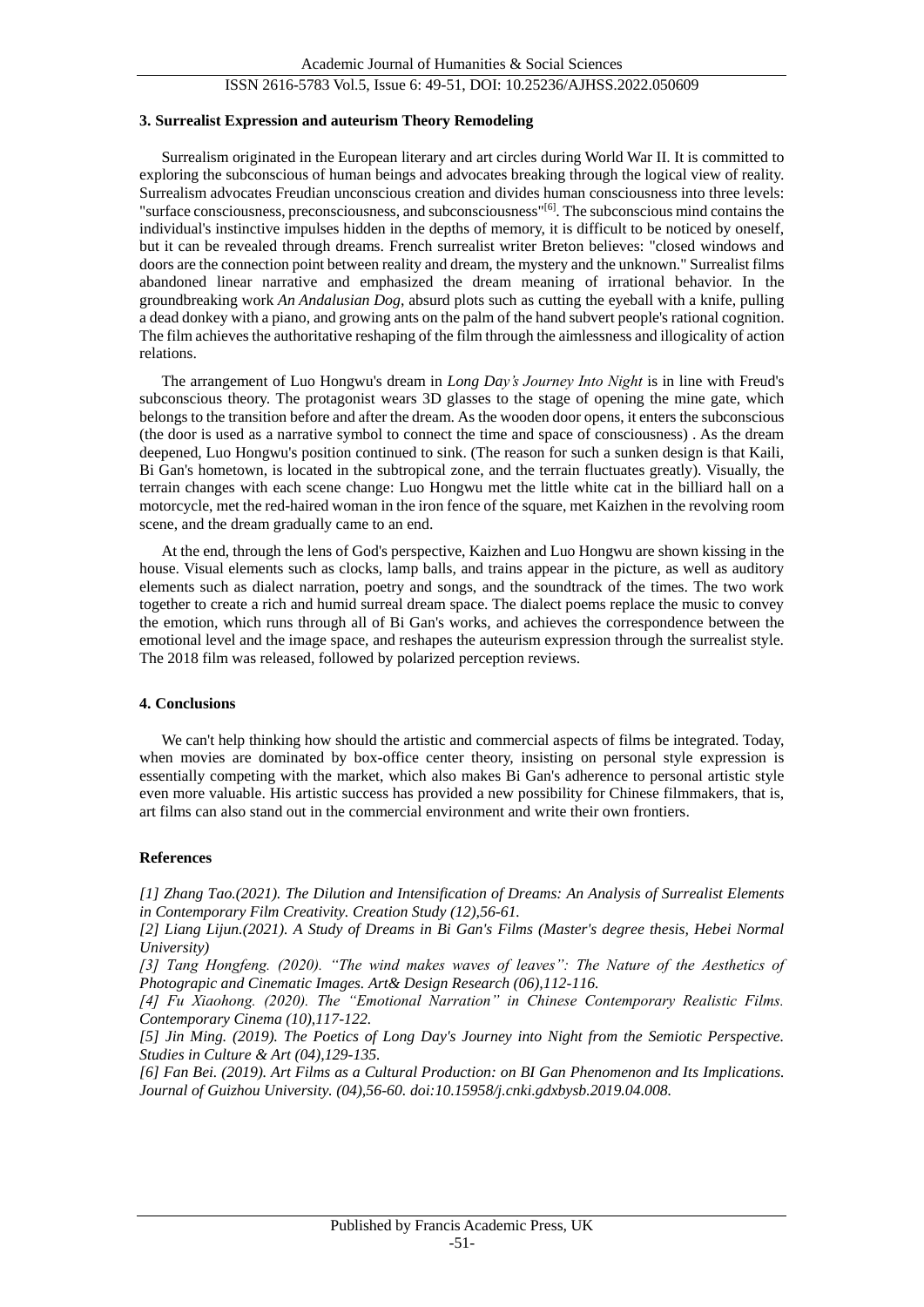### 3. Surrealist Expression and auteurism Theory Remodeling

Surrealism originated in the European literary and art circles during World War II. It is committed to exploring the subconscious of human beings and advocates breaking through the logical view of reality. Surrealism advocates Freudian unconscious creation and divides human consciousness into three levels: "surface consciousness, preconsciousness, and subconsciousness"[6]. The subconscious mind contains the individual's instinctive impulses hidden in the depths of memory, it is difficult to be noticed by oneself, but it can be revealed through dreams. French surrealist writer Breton believes: "closed windows and doors are the connection point between reality and dream, the mystery and the unknown." Surrealist films abandoned linear narrative and emphasized the dream meaning of irrational behavior. In the groundbreaking work *An Andalusian Dog*, absurd plots such as cutting the eyeball with a knife, pulling a dead donkey with a piano, and growing ants on the palm of the hand subvert people's rational cognition. The film achieves the authoritative reshaping of the film through the aimlessness and illogicality of action relations.

The arrangement of Luo Hongwu's dream in *Long Day's Journey Into Night* is in line with Freud's subconscious theory. The protagonist wears 3D glasses to the stage of opening the mine gate, which belongs to the transition before and after the dream. As the wooden door opens, it enters the subconscious (the door is used as a narrative symbol to connect the time and space of consciousness) . As the dream deepened, Luo Hongwu's position continued to sink. (The reason for such a sunken design is that Kaili, Bi Gan's hometown, is located in the subtropical zone, and the terrain fluctuates greatly). Visually, the terrain changes with each scene change: Luo Hongwu met the little white cat in the billiard hall on a motorcycle, met the red-haired woman in the iron fence of the square, met Kaizhen in the revolving room scene, and the dream gradually came to an end.

At the end, through the lens of God's perspective, Kaizhen and Luo Hongwu are shown kissing in the house. Visual elements such as clocks, lamp balls, and trains appear in the picture, as well as auditory elements such as dialect narration, poetry and songs, and the soundtrack of the times. The two work together to create a rich and humid surreal dream space. The dialect poems replace the music to convey the emotion, which runs through all of Bi Gan's works, and achieves the correspondence between the emotional level and the image space, and reshapes the auteurism expression through the surrealist style. The 2018 film was released, followed by polarized perception reviews.

### 4. Conclusions

We can't help thinking how should the artistic and commercial aspects of films be integrated. Today, when movies are dominated by box-office center theory, insisting on personal style expression is essentially competing with the market, which also makes Bi Gan's adherence to personal artistic style even more valuable. His artistic success has provided a new possibility for Chinese filmmakers, that is, art films can also stand out in the commercial environment and write their own frontiers.

### References

*[1] Zhang Tao.(2021). The Dilution and Intensification of Dreams: An Analysis of Surrealist Elements in Contemporary Film Creativity. Creation Study (12),56-61.*

*[2] Liang Lijun.(2021). A Study of Dreams in Bi Gan's Films (Master's degree thesis, Hebei Normal University)*

*[3] Tang Hongfeng. (2020). "The wind makes waves of leaves": The Nature of the Aesthetics of Photograpic and Cinematic Images. Art& Design Research (06),112-116.*

*[4] Fu Xiaohong. (2020). The "Emotional Narration" in Chinese Contemporary Realistic Films. Contemporary Cinema (10),117-122.*

*[5] Jin Ming. (2019). The Poetics of Long Day's Journey into Night from the Semiotic Perspective. Studies in Culture & Art (04),129-135.*

*[6] Fan Bei. (2019). Art Films as a Cultural Production: on BI Gan Phenomenon and Its Implications. Journal of Guizhou University. (04),56-60. doi:10.15958/j.cnki.gdxbysb.2019.04.008.*